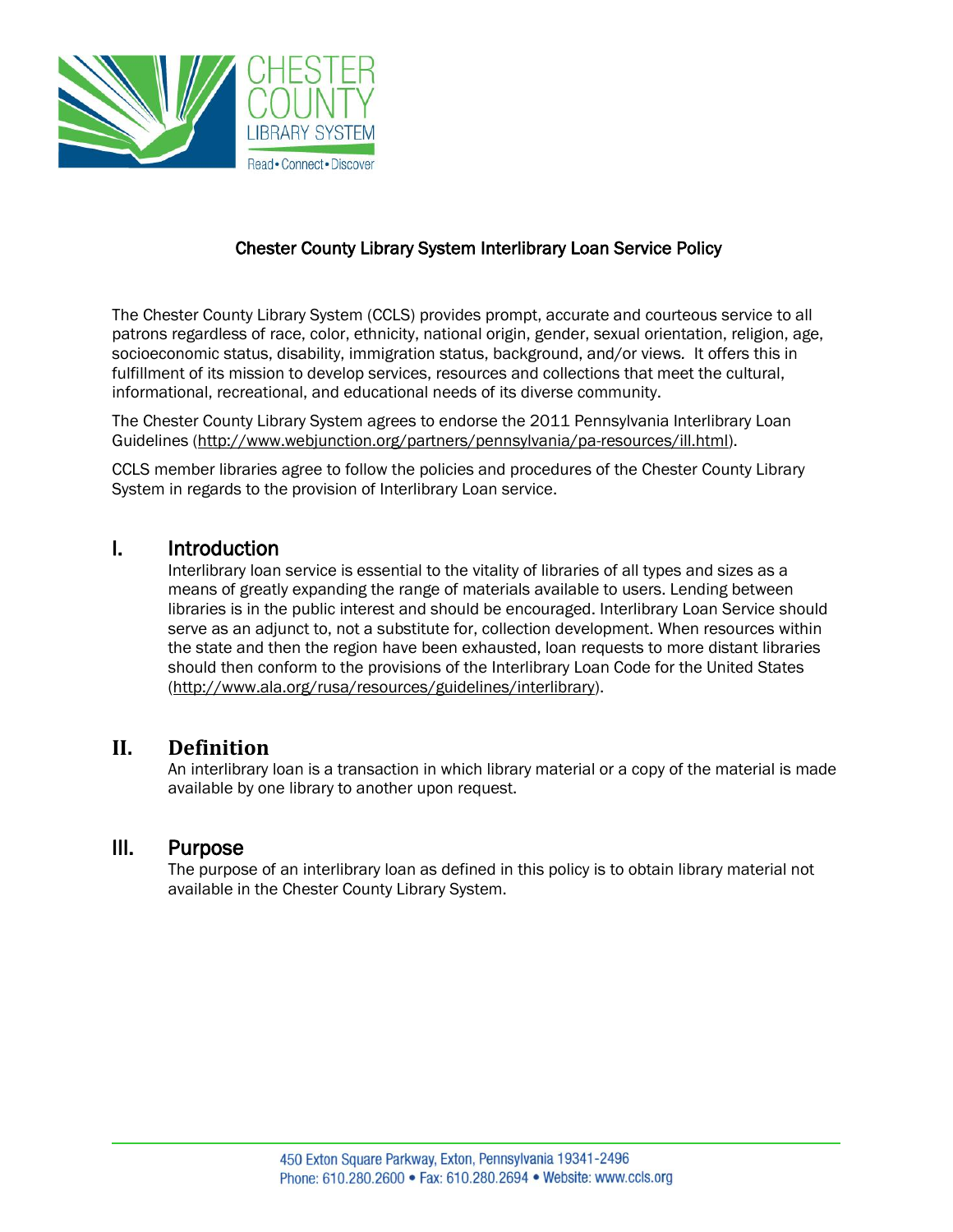# Chester County Library System Interlibrary Loan Service Policy

The Chester County Library System (CCLS) provides prompt, accurate and courteous service to all patrons regardless of race, color, ethnicity, national origin, gender, sexual orientation, religion, age, socioeconomic status, disability, immigration status, background, and/or views. It offers this in fulfillment of its mission to develop services, resources and collections that meet the cultural, informational, recreational, and educational needs of its diverse community.

The Chester County Library System agrees to endorse the 2011 Pennsylvania Interlibrary Loan Guidelines (http://www.webjunction.org/partners/pennsylvania/pa-resources/ill.html).

CCLS member libraries agree to follow the policies and procedures of the Chester County Library System in regards to the provision of Interlibrary Loan service.

## I. Introduction

Interlibrary loan service is essential to the vitality of libraries of all types and sizes as a means of greatly expanding the range of materials available to users. Lending between libraries is in the public interest and should be encouraged. Interlibrary Loan Service should serve as an adjunct to, not a substitute for, collection development. When resources within the state and then the region have been exhausted, loan requests to more distant libraries should then conform to the provisions of the Interlibrary Loan Code for the United States (http://www.ala.org/rusa/resources/guidelines/interlibrary).

## II. Definition

An interlibrary loan is a transaction in which library material or a copy of the material is made available by one library to another upon request.

## III. Purpose

The purpose of an interlibrary loan as defined in this policy is to obtain library material not available in the Chester County Library System.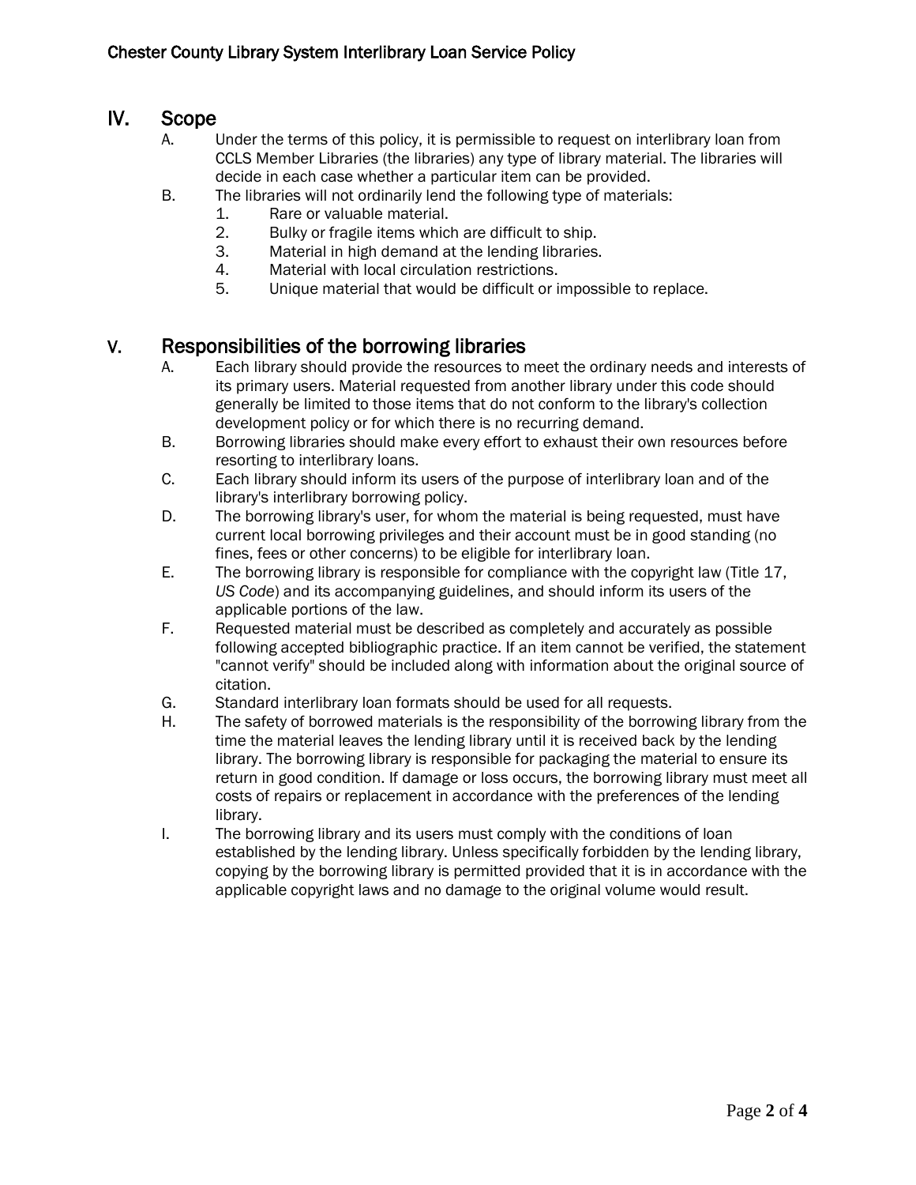## IV. Scope

A. Under the terms of this policy, it is permissible to request on interlibrary loan from CCLS Member Libraries (the libraries) any type of library material. The libraries will decide in each case whether a particular item can be provided.

B. The libraries will not ordinarily lend the following type of materials:

1. Rare or valuable material.
2. Bulky or fragile items which are difficult to ship.
3. Material in high demand at the lending libraries.
4. Material with local circulation restrictions.
5. Unique material that would be difficult or impossible to replace.

## V. Responsibilities of the borrowing libraries

A. Each library should provide the resources to meet the ordinary needs and interests of its primary users. Material requested from another library under this code should generally be limited to those items that do not conform to the library's collection development policy or for which there is no recurring demand.

B. Borrowing libraries should make every effort to exhaust their own resources before resorting to interlibrary loans.

C. Each library should inform its users of the purpose of interlibrary loan and of the library's interlibrary borrowing policy.

D. The borrowing library's user, for whom the material is being requested, must have current local borrowing privileges and their account must be in good standing (no fines, fees or other concerns) to be eligible for interlibrary loan.

E. The borrowing library is responsible for compliance with the copyright law (Title 17, *US Code*) and its accompanying guidelines, and should inform its users of the applicable portions of the law.

F. Requested material must be described as completely and accurately as possible following accepted bibliographic practice. If an item cannot be verified, the statement "cannot verify" should be included along with information about the original source of citation.

G. Standard interlibrary loan formats should be used for all requests.

H. The safety of borrowed materials is the responsibility of the borrowing library from the time the material leaves the lending library until it is received back by the lending library. The borrowing library is responsible for packaging the material to ensure its return in good condition. If damage or loss occurs, the borrowing library must meet all costs of repairs or replacement in accordance with the preferences of the lending library.

I. The borrowing library and its users must comply with the conditions of loan established by the lending library. Unless specifically forbidden by the lending library, copying by the borrowing library is permitted provided that it is in accordance with the applicable copyright laws and no damage to the original volume would result.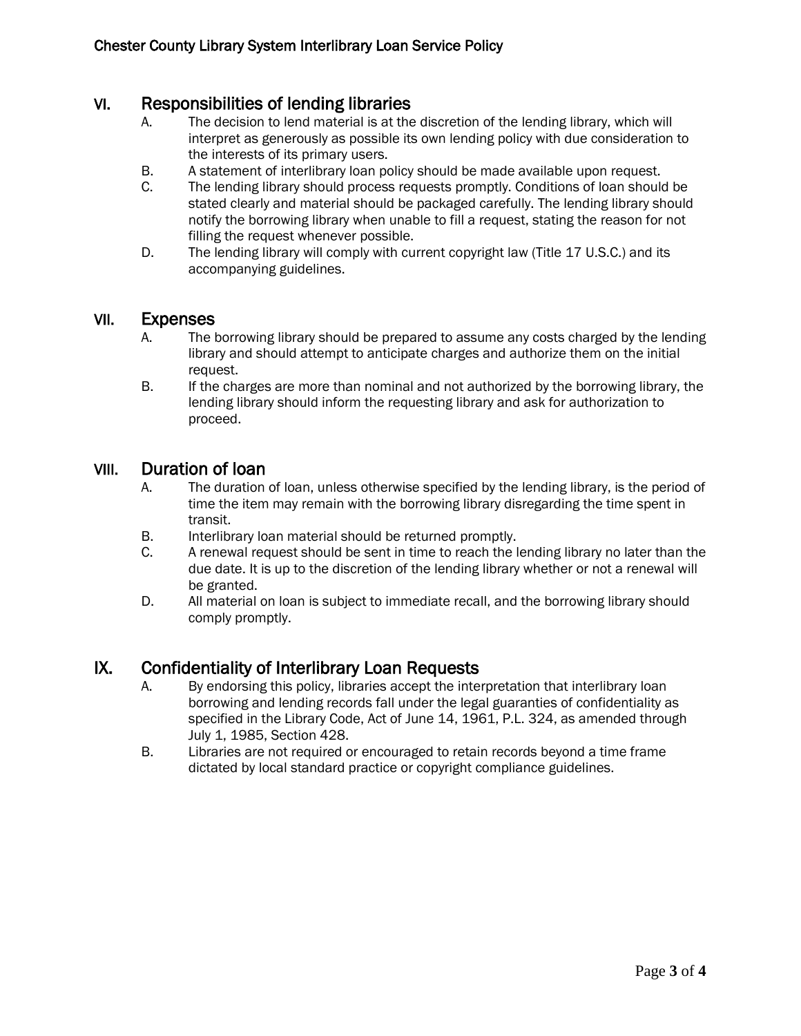## VI. Responsibilities of lending libraries

A. The decision to lend material is at the discretion of the lending library, which will interpret as generously as possible its own lending policy with due consideration to the interests of its primary users.

B. A statement of interlibrary loan policy should be made available upon request.

C. The lending library should process requests promptly. Conditions of loan should be stated clearly and material should be packaged carefully. The lending library should notify the borrowing library when unable to fill a request, stating the reason for not filling the request whenever possible.

D. The lending library will comply with current copyright law (Title 17 U.S.C.) and its accompanying guidelines.

## VII. Expenses

A. The borrowing library should be prepared to assume any costs charged by the lending library and should attempt to anticipate charges and authorize them on the initial request.

B. If the charges are more than nominal and not authorized by the borrowing library, the lending library should inform the requesting library and ask for authorization to proceed.

## VIII. Duration of loan

A. The duration of loan, unless otherwise specified by the lending library, is the period of time the item may remain with the borrowing library disregarding the time spent in transit.

B. Interlibrary loan material should be returned promptly.

C. A renewal request should be sent in time to reach the lending library no later than the due date. It is up to the discretion of the lending library whether or not a renewal will be granted.

D. All material on loan is subject to immediate recall, and the borrowing library should comply promptly.

## IX. Confidentiality of Interlibrary Loan Requests

A. By endorsing this policy, libraries accept the interpretation that interlibrary loan borrowing and lending records fall under the legal guaranties of confidentiality as specified in the Library Code, Act of June 14, 1961, P.L. 324, as amended through July 1, 1985, Section 428.

B. Libraries are not required or encouraged to retain records beyond a time frame dictated by local standard practice or copyright compliance guidelines.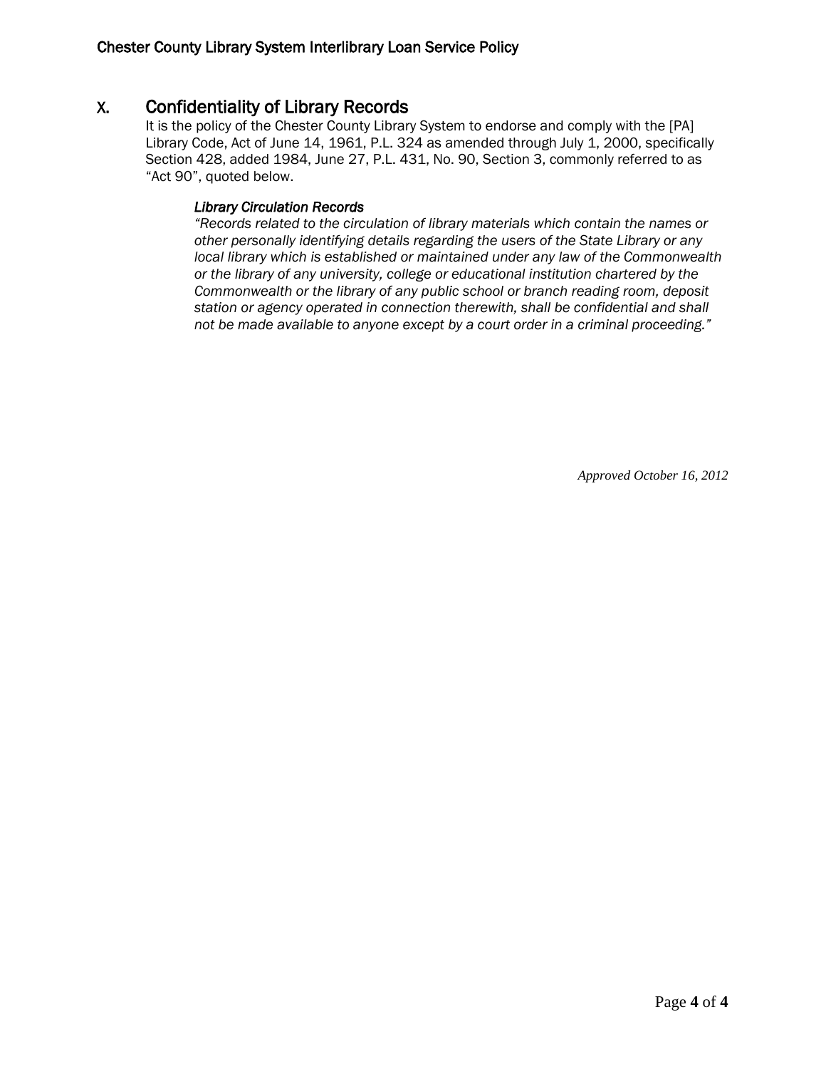## X. Confidentiality of Library Records

It is the policy of the Chester County Library System to endorse and comply with the [PA] Library Code, Act of June 14, 1961, P.L. 324 as amended through July 1, 2000, specifically Section 428, added 1984, June 27, P.L. 431, No. 90, Section 3, commonly referred to as "Act 90", quoted below.

> ***Library Circulation Records***
>
> *"Records related to the circulation of library materials which contain the names or other personally identifying details regarding the users of the State Library or any local library which is established or maintained under any law of the Commonwealth or the library of any university, college or educational institution chartered by the Commonwealth or the library of any public school or branch reading room, deposit station or agency operated in connection therewith, shall be confidential and shall not be made available to anyone except by a court order in a criminal proceeding."*

*Approved October 16, 2012*